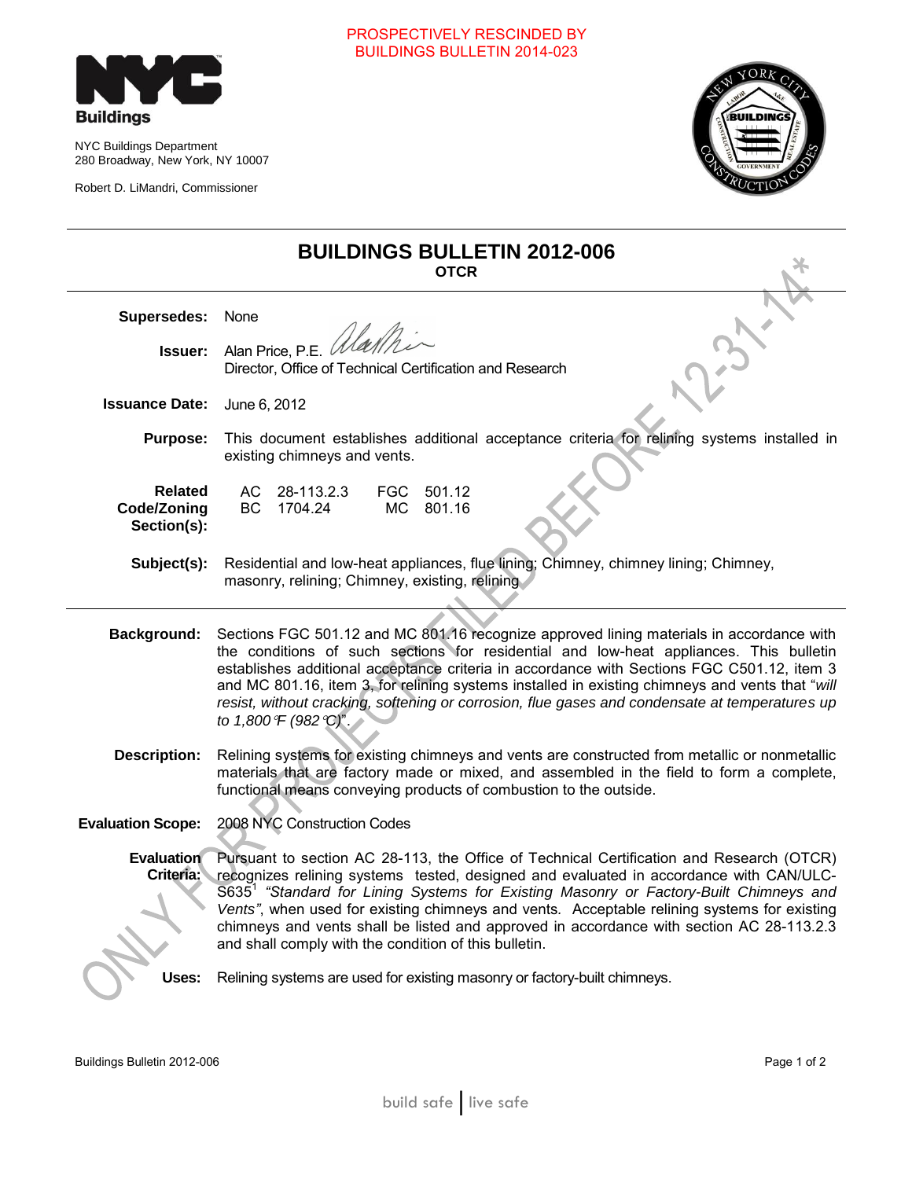PROSPECTIVELY RESCINDED BY BUILDINGS BULLETIN 2014-023

NYC Buildings Department
280 Broadway, New York, NY 10007

Robert D. LiMandri, Commissioner

# BUILDINGS BULLETIN 2012-006

**OTCR**

*ONLY FOR PROJECTS FILED BEFORE 12-31-14*

**Supersedes:** None

**Issuer:** Alan Price, P.E.
Director, Office of Technical Certification and Research

**Issuance Date:** June 6, 2012

**Purpose:** This document establishes additional acceptance criteria for relining systems installed in existing chimneys and vents.

**Related Code/Zoning Section(s):**

| | | | |
|---|---|---|---|
| AC | 28-113.2.3 | FGC | 501.12 |
| BC | 1704.24 | MC | 801.16 |

**Subject(s):** Residential and low-heat appliances, flue lining; Chimney, chimney lining; Chimney, masonry, relining; Chimney, existing, relining

**Background:** Sections FGC 501.12 and MC 801.16 recognize approved lining materials in accordance with the conditions of such sections for residential and low-heat appliances. This bulletin establishes additional acceptance criteria in accordance with Sections FGC C501.12, item 3 and MC 801.16, item 3, for relining systems installed in existing chimneys and vents that "*will resist, without cracking, softening or corrosion, flue gases and condensate at temperatures up to 1,800°F (982°C)*".

**Description:** Relining systems for existing chimneys and vents are constructed from metallic or nonmetallic materials that are factory made or mixed, and assembled in the field to form a complete, functional means conveying products of combustion to the outside.

**Evaluation Scope:** 2008 NYC Construction Codes

**Evaluation Criteria:** Pursuant to section AC 28-113, the Office of Technical Certification and Research (OTCR) recognizes relining systems tested, designed and evaluated in accordance with CAN/ULC-S635[1] *"Standard for Lining Systems for Existing Masonry or Factory-Built Chimneys and Vents"*, when used for existing chimneys and vents. Acceptable relining systems for existing chimneys and vents shall be listed and approved in accordance with section AC 28-113.2.3 and shall comply with the condition of this bulletin.

**Uses:** Relining systems are used for existing masonry or factory-built chimneys.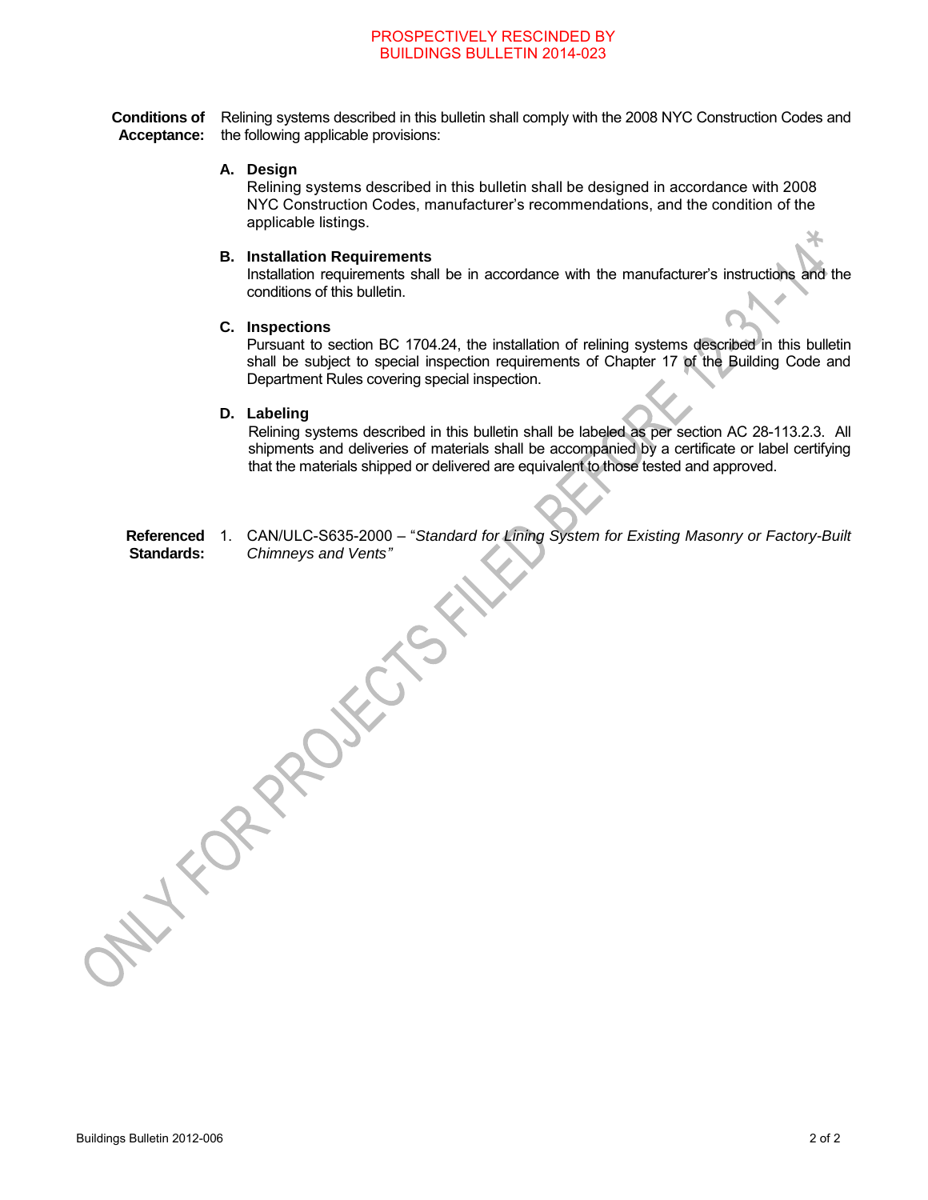PROSPECTIVELY RESCINDED BY BUILDINGS BULLETIN 2014-023

**Conditions of Acceptance:** Relining systems described in this bulletin shall comply with the 2008 NYC Construction Codes and the following applicable provisions:

**A. Design**
Relining systems described in this bulletin shall be designed in accordance with 2008 NYC Construction Codes, manufacturer's recommendations, and the condition of the applicable listings.

**B. Installation Requirements**
Installation requirements shall be in accordance with the manufacturer's instructions and the conditions of this bulletin.

**C. Inspections**
Pursuant to section BC 1704.24, the installation of relining systems described in this bulletin shall be subject to special inspection requirements of Chapter 17 of the Building Code and Department Rules covering special inspection.

**D. Labeling**
Relining systems described in this bulletin shall be labeled as per section AC 28-113.2.3. All shipments and deliveries of materials shall be accompanied by a certificate or label certifying that the materials shipped or delivered are equivalent to those tested and approved.

**Referenced Standards:**

1. CAN/ULC-S635-2000 – "*Standard for Lining System for Existing Masonry or Factory-Built Chimneys and Vents*"

ONLY FOR PROJECTS FILED BEFORE 12-31-14*